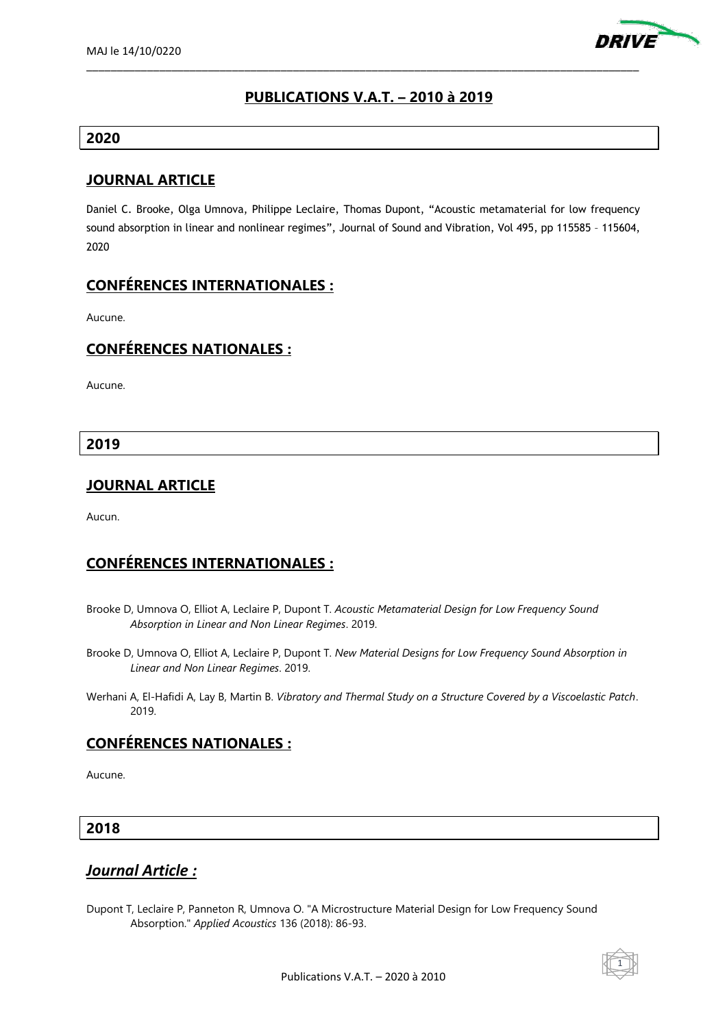MAJ le 14/10/0220

# PUBLICATIONS V.A.T. – 2010 à 2019

## 2020

### JOURNAL ARTICLE

Daniel C. Brooke, Olga Umnova, Philippe Leclaire, Thomas Dupont, "Acoustic metamaterial for low frequency sound absorption in linear and nonlinear regimes", Journal of Sound and Vibration, Vol 495, pp 115585 – 115604, 2020

### CONFÉRENCES INTERNATIONALES :

Aucune.

### CONFÉRENCES NATIONALES :

Aucune.

## 2019

### JOURNAL ARTICLE

Aucun.

### CONFÉRENCES INTERNATIONALES :

Brooke D, Umnova O, Elliot A, Leclaire P, Dupont T. *Acoustic Metamaterial Design for Low Frequency Sound Absorption in Linear and Non Linear Regimes*. 2019.

Brooke D, Umnova O, Elliot A, Leclaire P, Dupont T. *New Material Designs for Low Frequency Sound Absorption in Linear and Non Linear Regimes*. 2019.

Werhani A, El-Hafidi A, Lay B, Martin B. *Vibratory and Thermal Study on a Structure Covered by a Viscoelastic Patch*. 2019.

### CONFÉRENCES NATIONALES :

Aucune.

## 2018

### *Journal Article :*

Dupont T, Leclaire P, Panneton R, Umnova O. "A Microstructure Material Design for Low Frequency Sound Absorption." *Applied Acoustics* 136 (2018): 86-93.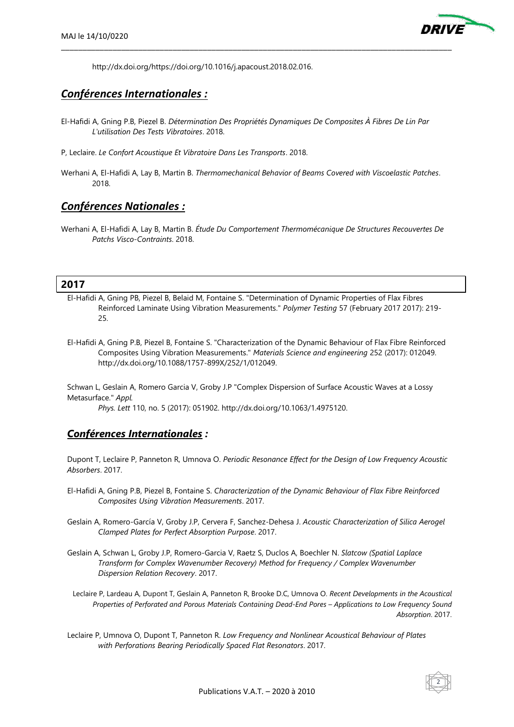http://dx.doi.org/https://doi.org/10.1016/j.apacoust.2018.02.016.

## *Conférences Internationales :*

El-Hafidi A, Gning P.B, Piezel B. *Détermination Des Propriétés Dynamiques De Composites À Fibres De Lin Par L'utilisation Des Tests Vibratoires*. 2018.

P, Leclaire. *Le Confort Acoustique Et Vibratoire Dans Les Transports*. 2018.

Werhani A, El-Hafidi A, Lay B, Martin B. *Thermomechanical Behavior of Beams Covered with Viscoelastic Patches*. 2018.

## *Conférences Nationales :*

Werhani A, El-Hafidi A, Lay B, Martin B. *Étude Du Comportement Thermomécanique De Structures Recouvertes De Patchs Visco-Contraints*. 2018.

# 2017

El-Hafidi A, Gning PB, Piezel B, Belaid M, Fontaine S. "Determination of Dynamic Properties of Flax Fibres Reinforced Laminate Using Vibration Measurements." *Polymer Testing* 57 (February 2017 2017): 219-25.

El-Hafidi A, Gning P.B, Piezel B, Fontaine S. "Characterization of the Dynamic Behaviour of Flax Fibre Reinforced Composites Using Vibration Measurements." *Materials Science and engineering* 252 (2017): 012049. http://dx.doi.org/10.1088/1757-899X/252/1/012049.

Schwan L, Geslain A, Romero Garcia V, Groby J.P "Complex Dispersion of Surface Acoustic Waves at a Lossy Metasurface." *Appl. Phys. Lett* 110, no. 5 (2017): 051902. http://dx.doi.org/10.1063/1.4975120.

## *Conférences Internationales :*

Dupont T, Leclaire P, Panneton R, Umnova O. *Periodic Resonance Effect for the Design of Low Frequency Acoustic Absorbers*. 2017.

El-Hafidi A, Gning P.B, Piezel B, Fontaine S. *Characterization of the Dynamic Behaviour of Flax Fibre Reinforced Composites Using Vibration Measurements*. 2017.

Geslain A, Romero-García V, Groby J.P, Cervera F, Sanchez-Dehesa J. *Acoustic Characterization of Silica Aerogel Clamped Plates for Perfect Absorption Purpose*. 2017.

Geslain A, Schwan L, Groby J.P, Romero-Garcia V, Raetz S, Duclos A, Boechler N. *Slatcow (Spatial Laplace Transform for Complex Wavenumber Recovery) Method for Frequency / Complex Wavenumber Dispersion Relation Recovery*. 2017.

Leclaire P, Lardeau A, Dupont T, Geslain A, Panneton R, Brooke D.C, Umnova O. *Recent Developments in the Acoustical Properties of Perforated and Porous Materials Containing Dead-End Pores – Applications to Low Frequency Sound Absorption*. 2017.

Leclaire P, Umnova O, Dupont T, Panneton R. *Low Frequency and Nonlinear Acoustical Behaviour of Plates with Perforations Bearing Periodically Spaced Flat Resonators*. 2017.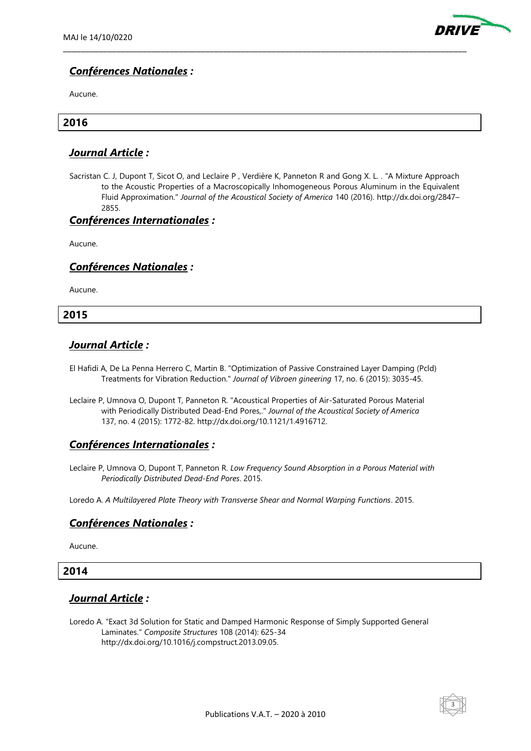### ***Conférences Nationales :***

Aucune.

## 2016

### ***Journal Article :***

Sacristan C. J, Dupont T, Sicot O, and Leclaire P , Verdière K, Panneton R and Gong X. L. . "A Mixture Approach to the Acoustic Properties of a Macroscopically Inhomogeneous Porous Aluminum in the Equivalent Fluid Approximation." *Journal of the Acoustical Society of America* 140 (2016). http://dx.doi.org/2847–2855.

### ***Conférences Internationales :***

Aucune.

### ***Conférences Nationales :***

Aucune.

## 2015

### ***Journal Article :***

El Hafidi A, De La Penna Herrero C, Martin B. "Optimization of Passive Constrained Layer Damping (Pcld) Treatments for Vibration Reduction." *Journal of Vibroen gineering* 17, no. 6 (2015): 3035-45.

Leclaire P, Umnova O, Dupont T, Panneton R. "Acoustical Properties of Air-Saturated Porous Material with Periodically Distributed Dead-End Pores,." *Journal of the Acoustical Society of America* 137, no. 4 (2015): 1772-82. http://dx.doi.org/10.1121/1.4916712.

### ***Conférences Internationales :***

Leclaire P, Umnova O, Dupont T, Panneton R. *Low Frequency Sound Absorption in a Porous Material with Periodically Distributed Dead-End Pores*. 2015.

Loredo A. *A Multilayered Plate Theory with Transverse Shear and Normal Warping Functions*. 2015.

### ***Conférences Nationales :***

Aucune.

## 2014

### ***Journal Article :***

Loredo A. "Exact 3d Solution for Static and Damped Harmonic Response of Simply Supported General Laminates." *Composite Structures* 108 (2014): 625-34 http://dx.doi.org/10.1016/j.compstruct.2013.09.05.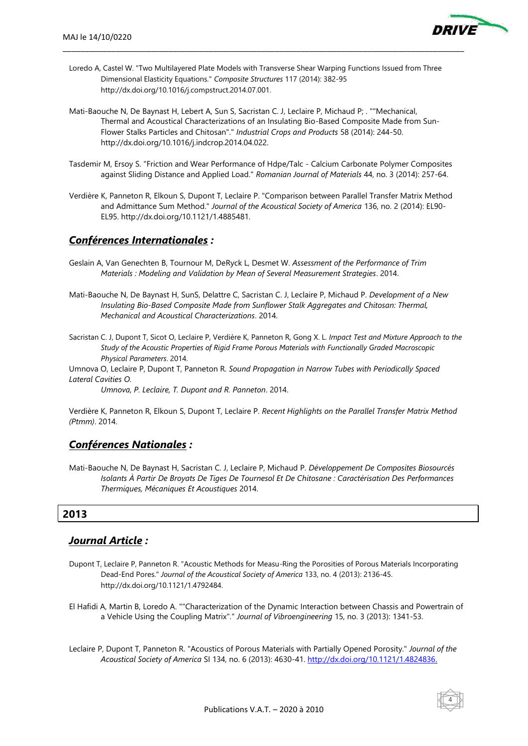Loredo A, Castel W. "Two Multilayered Plate Models with Transverse Shear Warping Functions Issued from Three Dimensional Elasticity Equations." *Composite Structures* 117 (2014): 382-95 http://dx.doi.org/10.1016/j.compstruct.2014.07.001.

Mati-Baouche N, De Baynast H, Lebert A, Sun S, Sacristan C. J, Leclaire P, Michaud P; . ""Mechanical, Thermal and Acoustical Characterizations of an Insulating Bio-Based Composite Made from Sun-Flower Stalks Particles and Chitosan"." *Industrial Crops and Products* 58 (2014): 244-50. http://dx.doi.org/10.1016/j.indcrop.2014.04.022.

Tasdemir M, Ersoy S. "Friction and Wear Performance of Hdpe/Talc - Calcium Carbonate Polymer Composites against Sliding Distance and Applied Load." *Romanian Journal of Materials* 44, no. 3 (2014): 257-64.

Verdière K, Panneton R, Elkoun S, Dupont T, Leclaire P. "Comparison between Parallel Transfer Matrix Method and Admittance Sum Method." *Journal of the Acoustical Society of America* 136, no. 2 (2014): EL90-EL95. http://dx.doi.org/10.1121/1.4885481.

## ***Conférences Internationales :***

Geslain A, Van Genechten B, Tournour M, DeRyck L, Desmet W. *Assessment of the Performance of Trim Materials : Modeling and Validation by Mean of Several Measurement Strategies*. 2014.

Mati-Baouche N, De Baynast H, SunS, Delattre C, Sacristan C. J, Leclaire P, Michaud P. *Development of a New Insulating Bio-Based Composite Made from Sunflower Stalk Aggregates and Chitosan: Thermal, Mechanical and Acoustical Characterizations*. 2014.

Sacristan C. J, Dupont T, Sicot O, Leclaire P, Verdière K, Panneton R, Gong X. L. *Impact Test and Mixture Approach to the Study of the Acoustic Properties of Rigid Frame Porous Materials with Functionally Graded Macroscopic Physical Parameters*. 2014.

Umnova O, Leclaire P, Dupont T, Panneton R. *Sound Propagation in Narrow Tubes with Periodically Spaced Lateral Cavities O.*
*Umnova, P. Leclaire, T. Dupont and R. Panneton*. 2014.

Verdière K, Panneton R, Elkoun S, Dupont T, Leclaire P. *Recent Highlights on the Parallel Transfer Matrix Method (Ptmm)*. 2014.

## ***Conférences Nationales :***

Mati-Baouche N, De Baynast H, Sacristan C. J, Leclaire P, Michaud P. *Développement De Composites Biosourcés Isolants À Partir De Broyats De Tiges De Tournesol Et De Chitosane : Caractérisation Des Performances Thermiques, Mécaniques Et Acoustiques* 2014.

# 2013

## ***Journal Article :***

Dupont T, Leclaire P, Panneton R. "Acoustic Methods for Measu-Ring the Porosities of Porous Materials Incorporating Dead-End Pores." *Journal of the Acoustical Society of America* 133, no. 4 (2013): 2136-45. http://dx.doi.org/10.1121/1.4792484.

El Hafidi A, Martin B, Loredo A. ""Characterization of the Dynamic Interaction between Chassis and Powertrain of a Vehicle Using the Coupling Matrix"." *Journal of Vibroengineering* 15, no. 3 (2013): 1341-53.

Leclaire P, Dupont T, Panneton R. "Acoustics of Porous Materials with Partially Opened Porosity." *Journal of the Acoustical Society of America* SI 134, no. 6 (2013): 4630-41. http://dx.doi.org/10.1121/1.4824836.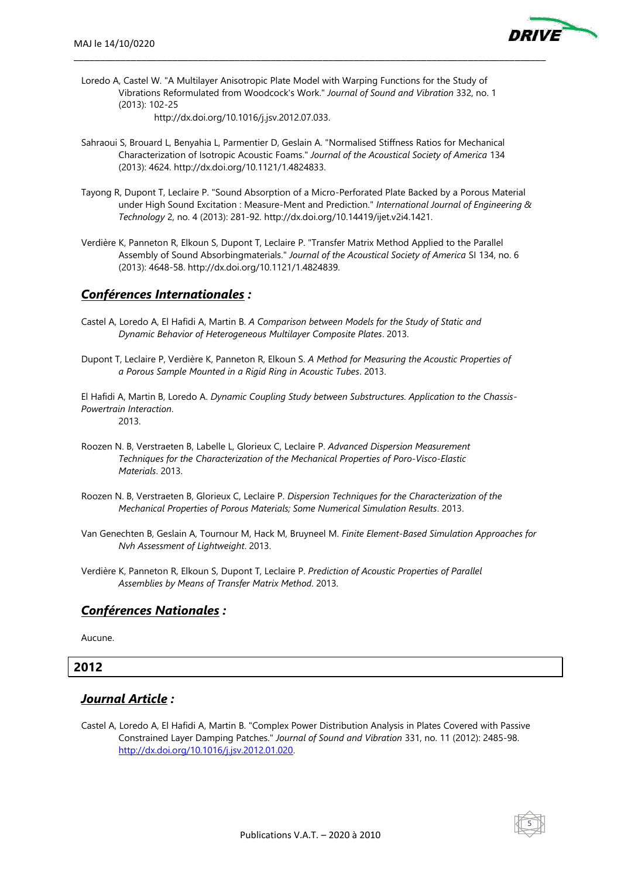Loredo A, Castel W. "A Multilayer Anisotropic Plate Model with Warping Functions for the Study of Vibrations Reformulated from Woodcock's Work." *Journal of Sound and Vibration* 332, no. 1 (2013): 102-25 http://dx.doi.org/10.1016/j.jsv.2012.07.033.

Sahraoui S, Brouard L, Benyahia L, Parmentier D, Geslain A. "Normalised Stiffness Ratios for Mechanical Characterization of Isotropic Acoustic Foams." *Journal of the Acoustical Society of America* 134 (2013): 4624. http://dx.doi.org/10.1121/1.4824833.

Tayong R, Dupont T, Leclaire P. "Sound Absorption of a Micro-Perforated Plate Backed by a Porous Material under High Sound Excitation : Measure-Ment and Prediction." *International Journal of Engineering & Technology* 2, no. 4 (2013): 281-92. http://dx.doi.org/10.14419/ijet.v2i4.1421.

Verdière K, Panneton R, Elkoun S, Dupont T, Leclaire P. "Transfer Matrix Method Applied to the Parallel Assembly of Sound Absorbingmaterials." *Journal of the Acoustical Society of America* SI 134, no. 6 (2013): 4648-58. http://dx.doi.org/10.1121/1.4824839.

## ***Conférences Internationales :***

Castel A, Loredo A, El Hafidi A, Martin B. *A Comparison between Models for the Study of Static and Dynamic Behavior of Heterogeneous Multilayer Composite Plates*. 2013.

Dupont T, Leclaire P, Verdière K, Panneton R, Elkoun S. *A Method for Measuring the Acoustic Properties of a Porous Sample Mounted in a Rigid Ring in Acoustic Tubes*. 2013.

El Hafidi A, Martin B, Loredo A. *Dynamic Coupling Study between Substructures. Application to the Chassis-Powertrain Interaction*. 2013.

Roozen N. B, Verstraeten B, Labelle L, Glorieux C, Leclaire P. *Advanced Dispersion Measurement Techniques for the Characterization of the Mechanical Properties of Poro-Visco-Elastic Materials*. 2013.

Roozen N. B, Verstraeten B, Glorieux C, Leclaire P. *Dispersion Techniques for the Characterization of the Mechanical Properties of Porous Materials; Some Numerical Simulation Results*. 2013.

Van Genechten B, Geslain A, Tournour M, Hack M, Bruyneel M. *Finite Element-Based Simulation Approaches for Nvh Assessment of Lightweight*. 2013.

Verdière K, Panneton R, Elkoun S, Dupont T, Leclaire P. *Prediction of Acoustic Properties of Parallel Assemblies by Means of Transfer Matrix Method*. 2013.

## ***Conférences Nationales :***

Aucune.

# 2012

## ***Journal Article :***

Castel A, Loredo A, El Hafidi A, Martin B. "Complex Power Distribution Analysis in Plates Covered with Passive Constrained Layer Damping Patches." *Journal of Sound and Vibration* 331, no. 11 (2012): 2485-98. http://dx.doi.org/10.1016/j.jsv.2012.01.020.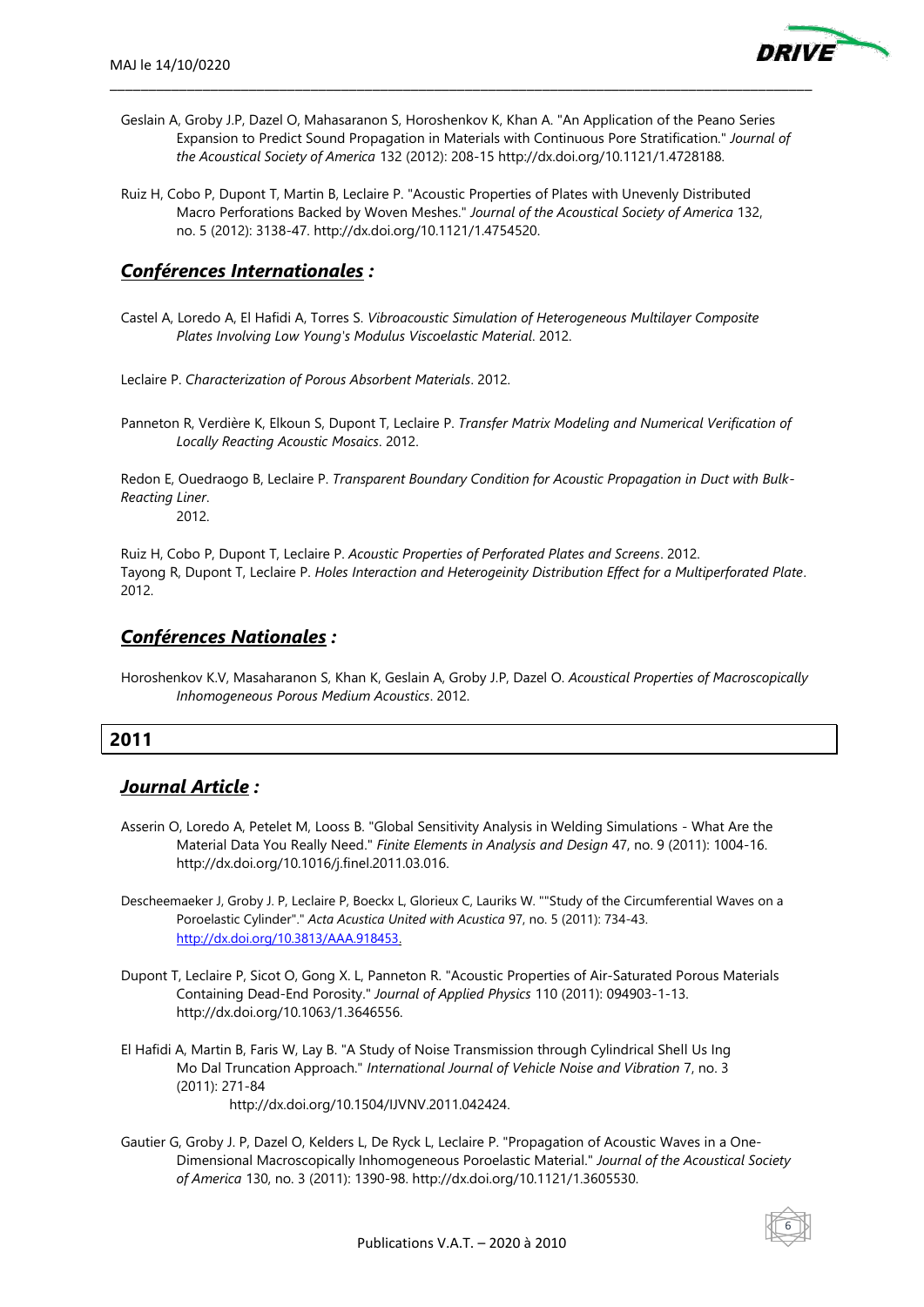Geslain A, Groby J.P, Dazel O, Mahasaranon S, Horoshenkov K, Khan A. "An Application of the Peano Series Expansion to Predict Sound Propagation in Materials with Continuous Pore Stratification." *Journal of the Acoustical Society of America* 132 (2012): 208-15 http://dx.doi.org/10.1121/1.4728188.

Ruiz H, Cobo P, Dupont T, Martin B, Leclaire P. "Acoustic Properties of Plates with Unevenly Distributed Macro Perforations Backed by Woven Meshes." *Journal of the Acoustical Society of America* 132, no. 5 (2012): 3138-47. http://dx.doi.org/10.1121/1.4754520.

### ***Conférences Internationales :***

Castel A, Loredo A, El Hafidi A, Torres S. *Vibroacoustic Simulation of Heterogeneous Multilayer Composite Plates Involving Low Young's Modulus Viscoelastic Material*. 2012.

Leclaire P. *Characterization of Porous Absorbent Materials*. 2012.

Panneton R, Verdière K, Elkoun S, Dupont T, Leclaire P. *Transfer Matrix Modeling and Numerical Verification of Locally Reacting Acoustic Mosaics*. 2012.

Redon E, Ouedraogo B, Leclaire P. *Transparent Boundary Condition for Acoustic Propagation in Duct with Bulk-Reacting Liner*.
2012.

Ruiz H, Cobo P, Dupont T, Leclaire P. *Acoustic Properties of Perforated Plates and Screens*. 2012.
Tayong R, Dupont T, Leclaire P. *Holes Interaction and Heterogeinity Distribution Effect for a Multiperforated Plate*. 2012.

### ***Conférences Nationales :***

Horoshenkov K.V, Masaharanon S, Khan K, Geslain A, Groby J.P, Dazel O. *Acoustical Properties of Macroscopically Inhomogeneous Porous Medium Acoustics*. 2012.

## 2011

### ***Journal Article :***

Asserin O, Loredo A, Petelet M, Looss B. "Global Sensitivity Analysis in Welding Simulations - What Are the Material Data You Really Need." *Finite Elements in Analysis and Design* 47, no. 9 (2011): 1004-16. http://dx.doi.org/10.1016/j.finel.2011.03.016.

Descheemaeker J, Groby J. P, Leclaire P, Boeckx L, Glorieux C, Lauriks W. ""Study of the Circumferential Waves on a Poroelastic Cylinder"." *Acta Acustica United with Acustica* 97, no. 5 (2011): 734-43. http://dx.doi.org/10.3813/AAA.918453.

Dupont T, Leclaire P, Sicot O, Gong X. L, Panneton R. "Acoustic Properties of Air-Saturated Porous Materials Containing Dead-End Porosity." *Journal of Applied Physics* 110 (2011): 094903-1-13. http://dx.doi.org/10.1063/1.3646556.

El Hafidi A, Martin B, Faris W, Lay B. "A Study of Noise Transmission through Cylindrical Shell Us Ing Mo Dal Truncation Approach." *International Journal of Vehicle Noise and Vibration* 7, no. 3 (2011): 271-84
http://dx.doi.org/10.1504/IJVNV.2011.042424.

Gautier G, Groby J. P, Dazel O, Kelders L, De Ryck L, Leclaire P. "Propagation of Acoustic Waves in a One-Dimensional Macroscopically Inhomogeneous Poroelastic Material." *Journal of the Acoustical Society of America* 130, no. 3 (2011): 1390-98. http://dx.doi.org/10.1121/1.3605530.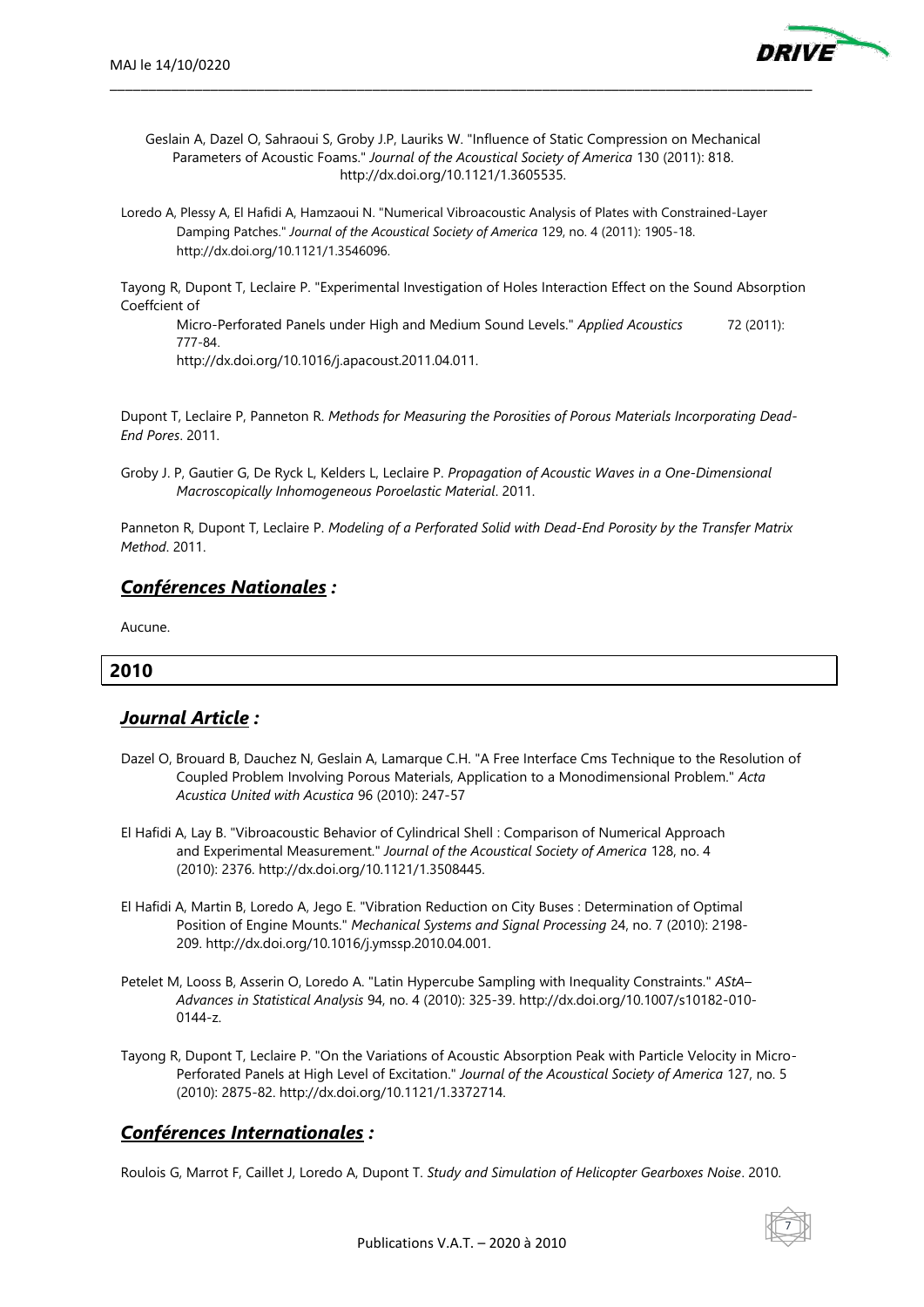Geslain A, Dazel O, Sahraoui S, Groby J.P, Lauriks W. "Influence of Static Compression on Mechanical Parameters of Acoustic Foams." *Journal of the Acoustical Society of America* 130 (2011): 818. http://dx.doi.org/10.1121/1.3605535.

Loredo A, Plessy A, El Hafidi A, Hamzaoui N. "Numerical Vibroacoustic Analysis of Plates with Constrained-Layer Damping Patches." *Journal of the Acoustical Society of America* 129, no. 4 (2011): 1905-18. http://dx.doi.org/10.1121/1.3546096.

Tayong R, Dupont T, Leclaire P. "Experimental Investigation of Holes Interaction Effect on the Sound Absorption Coeffcient of Micro-Perforated Panels under High and Medium Sound Levels." *Applied Acoustics* 72 (2011): 777-84. http://dx.doi.org/10.1016/j.apacoust.2011.04.011.

Dupont T, Leclaire P, Panneton R. *Methods for Measuring the Porosities of Porous Materials Incorporating Dead-End Pores*. 2011.

Groby J. P, Gautier G, De Ryck L, Kelders L, Leclaire P. *Propagation of Acoustic Waves in a One-Dimensional Macroscopically Inhomogeneous Poroelastic Material*. 2011.

Panneton R, Dupont T, Leclaire P. *Modeling of a Perforated Solid with Dead-End Porosity by the Transfer Matrix Method*. 2011.

### ***Conférences Nationales :***

Aucune.

## 2010

### ***Journal Article :***

Dazel O, Brouard B, Dauchez N, Geslain A, Lamarque C.H. "A Free Interface Cms Technique to the Resolution of Coupled Problem Involving Porous Materials, Application to a Monodimensional Problem." *Acta Acustica United with Acustica* 96 (2010): 247-57

El Hafidi A, Lay B. "Vibroacoustic Behavior of Cylindrical Shell : Comparison of Numerical Approach and Experimental Measurement." *Journal of the Acoustical Society of America* 128, no. 4 (2010): 2376. http://dx.doi.org/10.1121/1.3508445.

El Hafidi A, Martin B, Loredo A, Jego E. "Vibration Reduction on City Buses : Determination of Optimal Position of Engine Mounts." *Mechanical Systems and Signal Processing* 24, no. 7 (2010): 2198-209. http://dx.doi.org/10.1016/j.ymssp.2010.04.001.

Petelet M, Looss B, Asserin O, Loredo A. "Latin Hypercube Sampling with Inequality Constraints." *AStA– Advances in Statistical Analysis* 94, no. 4 (2010): 325-39. http://dx.doi.org/10.1007/s10182-010-0144-z.

Tayong R, Dupont T, Leclaire P. "On the Variations of Acoustic Absorption Peak with Particle Velocity in Micro-Perforated Panels at High Level of Excitation." *Journal of the Acoustical Society of America* 127, no. 5 (2010): 2875-82. http://dx.doi.org/10.1121/1.3372714.

### ***Conférences Internationales :***

Roulois G, Marrot F, Caillet J, Loredo A, Dupont T. *Study and Simulation of Helicopter Gearboxes Noise*. 2010.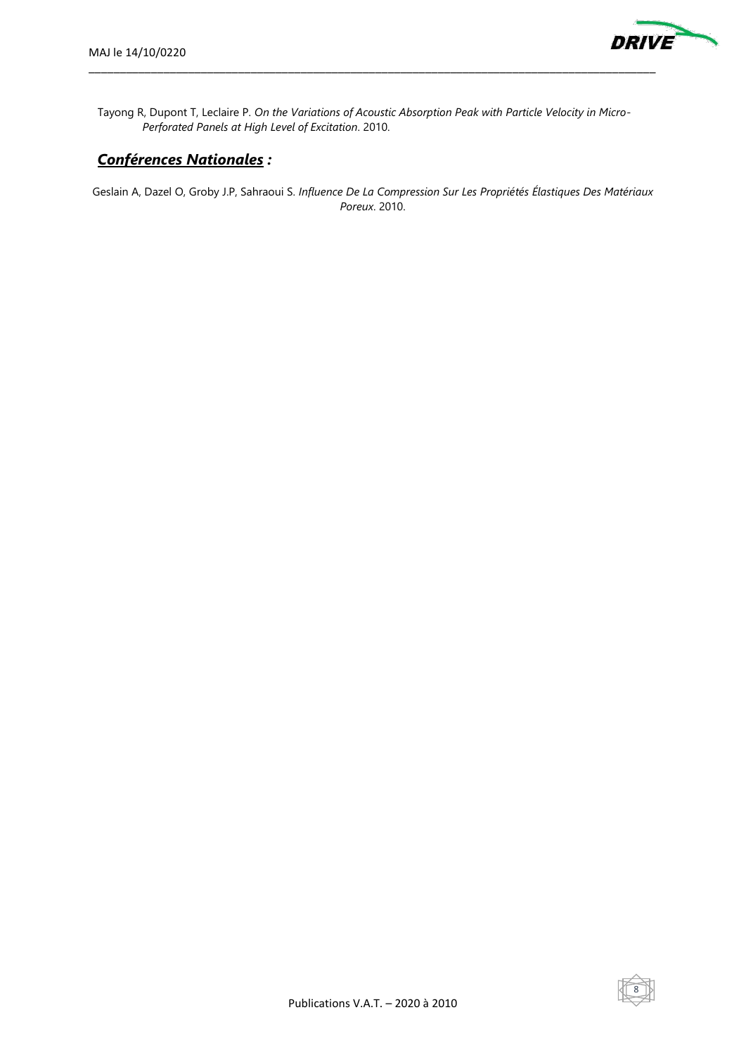Tayong R, Dupont T, Leclaire P. *On the Variations of Acoustic Absorption Peak with Particle Velocity in Micro-Perforated Panels at High Level of Excitation*. 2010.

## ***Conférences Nationales :***

Geslain A, Dazel O, Groby J.P, Sahraoui S. *Influence De La Compression Sur Les Propriétés Élastiques Des Matériaux Poreux*. 2010.